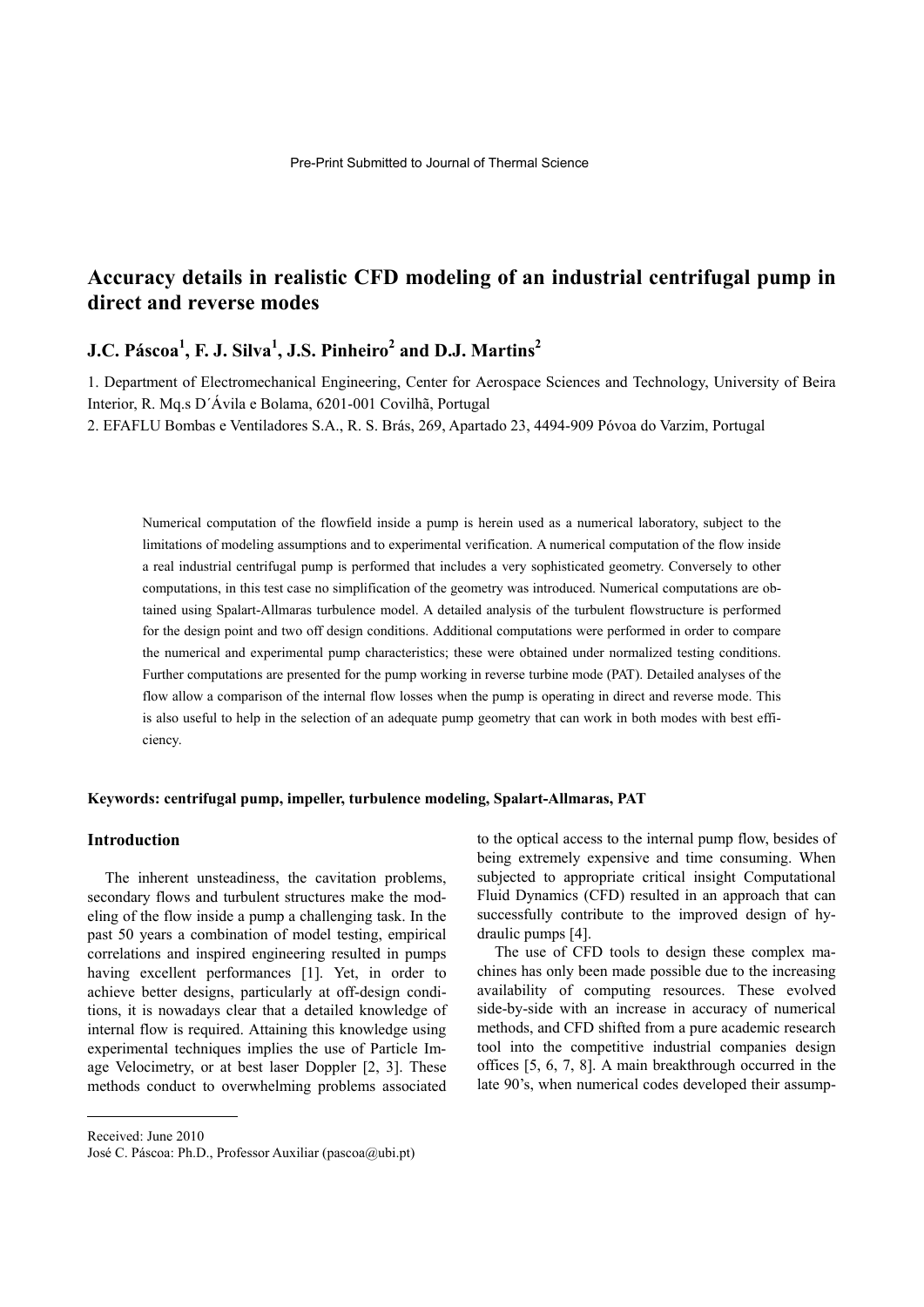Pre-Print Submitted to Journal of Thermal Science

# Accuracy details in realistic CFD modeling of an industrial centrifugal pump in direct and reverse modes

**J.C. Páscoa[1], F. J. Silva[1], J.S. Pinheiro[2] and D.J. Martins[2]**

1. Department of Electromechanical Engineering, Center for Aerospace Sciences and Technology, University of Beira Interior, R. Mq.s D´Ávila e Bolama, 6201-001 Covilhã, Portugal
2. EFAFLU Bombas e Ventiladores S.A., R. S. Brás, 269, Apartado 23, 4494-909 Póvoa do Varzim, Portugal

Numerical computation of the flowfield inside a pump is herein used as a numerical laboratory, subject to the limitations of modeling assumptions and to experimental verification. A numerical computation of the flow inside a real industrial centrifugal pump is performed that includes a very sophisticated geometry. Conversely to other computations, in this test case no simplification of the geometry was introduced. Numerical computations are obtained using Spalart-Allmaras turbulence model. A detailed analysis of the turbulent flowstructure is performed for the design point and two off design conditions. Additional computations were performed in order to compare the numerical and experimental pump characteristics; these were obtained under normalized testing conditions. Further computations are presented for the pump working in reverse turbine mode (PAT). Detailed analyses of the flow allow a comparison of the internal flow losses when the pump is operating in direct and reverse mode. This is also useful to help in the selection of an adequate pump geometry that can work in both modes with best efficiency.

**Keywords: centrifugal pump, impeller, turbulence modeling, Spalart-Allmaras, PAT**

## Introduction

The inherent unsteadiness, the cavitation problems, secondary flows and turbulent structures make the modeling of the flow inside a pump a challenging task. In the past 50 years a combination of model testing, empirical correlations and inspired engineering resulted in pumps having excellent performances [1]. Yet, in order to achieve better designs, particularly at off-design conditions, it is nowadays clear that a detailed knowledge of internal flow is required. Attaining this knowledge using experimental techniques implies the use of Particle Image Velocimetry, or at best laser Doppler [2, 3]. These methods conduct to overwhelming problems associated to the optical access to the internal pump flow, besides of being extremely expensive and time consuming. When subjected to appropriate critical insight Computational Fluid Dynamics (CFD) resulted in an approach that can successfully contribute to the improved design of hydraulic pumps [4].

The use of CFD tools to design these complex machines has only been made possible due to the increasing availability of computing resources. These evolved side-by-side with an increase in accuracy of numerical methods, and CFD shifted from a pure academic research tool into the competitive industrial companies design offices [5, 6, 7, 8]. A main breakthrough occurred in the late 90's, when numerical codes developed their assump-

Received: June 2010
José C. Páscoa: Ph.D., Professor Auxiliar (pascoa@ubi.pt)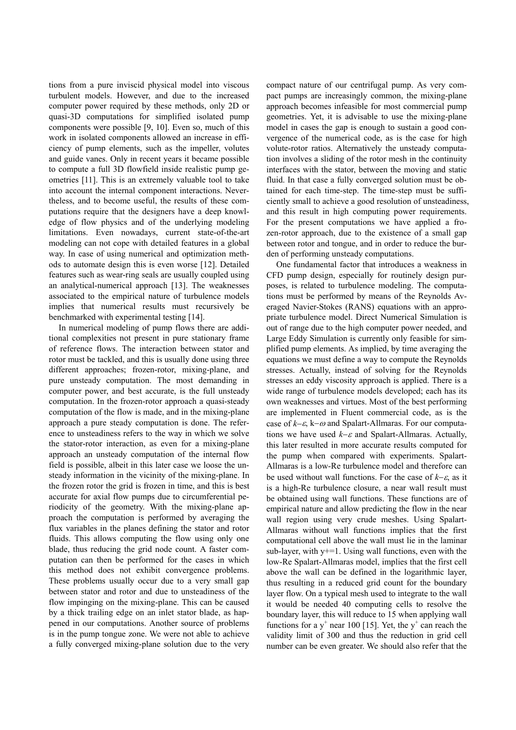tions from a pure inviscid physical model into viscous turbulent models. However, and due to the increased computer power required by these methods, only 2D or quasi-3D computations for simplified isolated pump components were possible [9, 10]. Even so, much of this work in isolated components allowed an increase in efficiency of pump elements, such as the impeller, volutes and guide vanes. Only in recent years it became possible to compute a full 3D flowfield inside realistic pump geometries [11]. This is an extremely valuable tool to take into account the internal component interactions. Nevertheless, and to become useful, the results of these computations require that the designers have a deep knowledge of flow physics and of the underlying modeling limitations. Even nowadays, current state-of-the-art modeling can not cope with detailed features in a global way. In case of using numerical and optimization methods to automate design this is even worse [12]. Detailed features such as wear-ring seals are usually coupled using an analytical-numerical approach [13]. The weaknesses associated to the empirical nature of turbulence models implies that numerical results must recursively be benchmarked with experimental testing [14].

In numerical modeling of pump flows there are additional complexities not present in pure stationary frame of reference flows. The interaction between stator and rotor must be tackled, and this is usually done using three different approaches; frozen-rotor, mixing-plane, and pure unsteady computation. The most demanding in computer power, and best accurate, is the full unsteady computation. In the frozen-rotor approach a quasi-steady computation of the flow is made, and in the mixing-plane approach a pure steady computation is done. The reference to unsteadiness refers to the way in which we solve the stator-rotor interaction, as even for a mixing-plane approach an unsteady computation of the internal flow field is possible, albeit in this later case we loose the unsteady information in the vicinity of the mixing-plane. In the frozen rotor the grid is frozen in time, and this is best accurate for axial flow pumps due to circumferential periodicity of the geometry. With the mixing-plane approach the computation is performed by averaging the flux variables in the planes defining the stator and rotor fluids. This allows computing the flow using only one blade, thus reducing the grid node count. A faster computation can then be performed for the cases in which this method does not exhibit convergence problems. These problems usually occur due to a very small gap between stator and rotor and due to unsteadiness of the flow impinging on the mixing-plane. This can be caused by a thick trailing edge on an inlet stator blade, as happened in our computations. Another source of problems is in the pump tongue zone. We were not able to achieve a fully converged mixing-plane solution due to the very compact nature of our centrifugal pump. As very compact pumps are increasingly common, the mixing-plane approach becomes infeasible for most commercial pump geometries. Yet, it is advisable to use the mixing-plane model in cases the gap is enough to sustain a good convergence of the numerical code, as is the case for high volute-rotor ratios. Alternatively the unsteady computation involves a sliding of the rotor mesh in the continuity interfaces with the stator, between the moving and static fluid. In that case a fully converged solution must be obtained for each time-step. The time-step must be sufficiently small to achieve a good resolution of unsteadiness, and this result in high computing power requirements. For the present computations we have applied a frozen-rotor approach, due to the existence of a small gap between rotor and tongue, and in order to reduce the burden of performing unsteady computations.

One fundamental factor that introduces a weakness in CFD pump design, especially for routinely design purposes, is related to turbulence modeling. The computations must be performed by means of the Reynolds Averaged Navier-Stokes (RANS) equations with an appropriate turbulence model. Direct Numerical Simulation is out of range due to the high computer power needed, and Large Eddy Simulation is currently only feasible for simplified pump elements. As implied, by time averaging the equations we must define a way to compute the Reynolds stresses. Actually, instead of solving for the Reynolds stresses an eddy viscosity approach is applied. There is a wide range of turbulence models developed; each has its own weaknesses and virtues. Most of the best performing are implemented in Fluent commercial code, as is the case of $k$–$\varepsilon$, $k$–$\omega$ and Spalart-Allmaras. For our computations we have used $k$–$\varepsilon$ and Spalart-Allmaras. Actually, this later resulted in more accurate results computed for the pump when compared with experiments. Spalart-Allmaras is a low-Re turbulence model and therefore can be used without wall functions. For the case of $k$–$\varepsilon$, as it is a high-Re turbulence closure, a near wall result must be obtained using wall functions. These functions are of empirical nature and allow predicting the flow in the near wall region using very crude meshes. Using Spalart-Allmaras without wall functions implies that the first computational cell above the wall must lie in the laminar sub-layer, with $y^+=1$. Using wall functions, even with the low-Re Spalart-Allmaras model, implies that the first cell above the wall can be defined in the logarithmic layer, thus resulting in a reduced grid count for the boundary layer flow. On a typical mesh used to integrate to the wall it would be needed 40 computing cells to resolve the boundary layer, this will reduce to 15 when applying wall functions for a $y^+$ near 100 [15]. Yet, the $y^+$ can reach the validity limit of 300 and thus the reduction in grid cell number can be even greater. We should also refer that the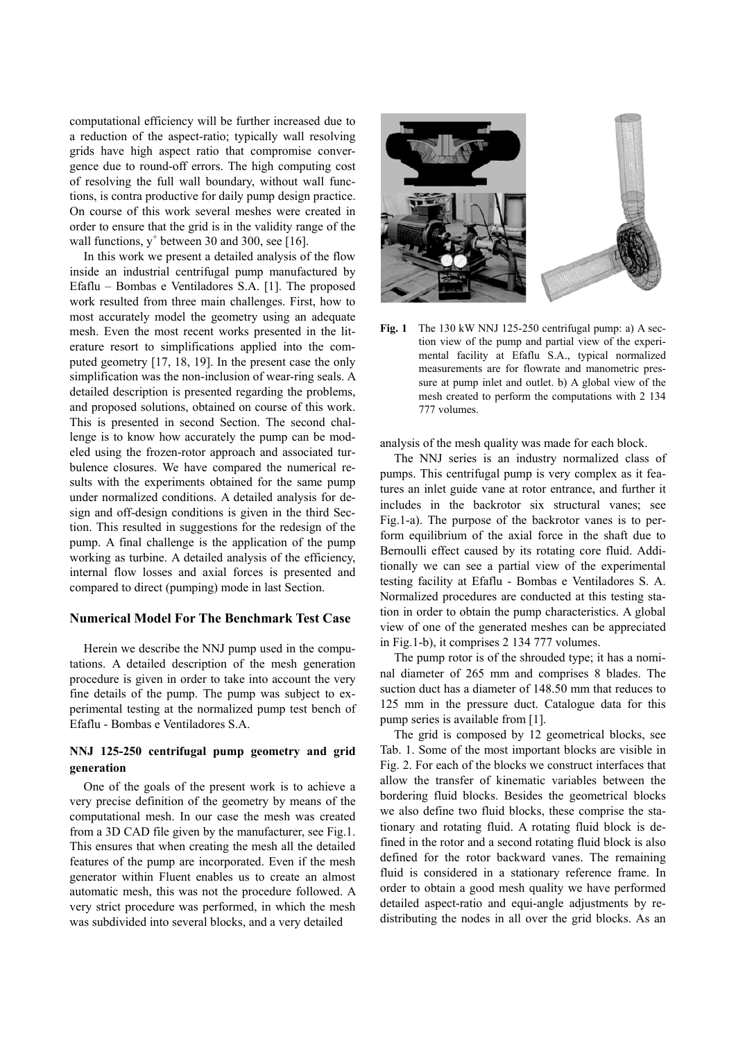computational efficiency will be further increased due to a reduction of the aspect-ratio; typically wall resolving grids have high aspect ratio that compromise convergence due to round-off errors. The high computing cost of resolving the full wall boundary, without wall functions, is contra productive for daily pump design practice. On course of this work several meshes were created in order to ensure that the grid is in the validity range of the wall functions, $y^+$ between 30 and 300, see [16].

In this work we present a detailed analysis of the flow inside an industrial centrifugal pump manufactured by Efaflu – Bombas e Ventiladores S.A. [1]. The proposed work resulted from three main challenges. First, how to most accurately model the geometry using an adequate mesh. Even the most recent works presented in the literature resort to simplifications applied into the computed geometry [17, 18, 19]. In the present case the only simplification was the non-inclusion of wear-ring seals. A detailed description is presented regarding the problems, and proposed solutions, obtained on course of this work. This is presented in second Section. The second challenge is to know how accurately the pump can be modeled using the frozen-rotor approach and associated turbulence closures. We have compared the numerical results with the experiments obtained for the same pump under normalized conditions. A detailed analysis for design and off-design conditions is given in the third Section. This resulted in suggestions for the redesign of the pump. A final challenge is the application of the pump working as turbine. A detailed analysis of the efficiency, internal flow losses and axial forces is presented and compared to direct (pumping) mode in last Section.

## Numerical Model For The Benchmark Test Case

Herein we describe the NNJ pump used in the computations. A detailed description of the mesh generation procedure is given in order to take into account the very fine details of the pump. The pump was subject to experimental testing at the normalized pump test bench of Efaflu - Bombas e Ventiladores S.A.

### NNJ 125-250 centrifugal pump geometry and grid generation

One of the goals of the present work is to achieve a very precise definition of the geometry by means of the computational mesh. In our case the mesh was created from a 3D CAD file given by the manufacturer, see Fig.1. This ensures that when creating the mesh all the detailed features of the pump are incorporated. Even if the mesh generator within Fluent enables us to create an almost automatic mesh, this was not the procedure followed. A very strict procedure was performed, in which the mesh was subdivided into several blocks, and a very detailed analysis of the mesh quality was made for each block.

**Fig. 1** The 130 kW NNJ 125-250 centrifugal pump: a) A section view of the pump and partial view of the experimental facility at Efaflu S.A., typical normalized measurements are for flowrate and manometric pressure at pump inlet and outlet. b) A global view of the mesh created to perform the computations with 2 134 777 volumes.

The NNJ series is an industry normalized class of pumps. This centrifugal pump is very complex as it features an inlet guide vane at rotor entrance, and further it includes in the backrotor six structural vanes; see Fig.1-a). The purpose of the backrotor vanes is to perform equilibrium of the axial force in the shaft due to Bernoulli effect caused by its rotating core fluid. Additionally we can see a partial view of the experimental testing facility at Efaflu - Bombas e Ventiladores S. A. Normalized procedures are conducted at this testing station in order to obtain the pump characteristics. A global view of one of the generated meshes can be appreciated in Fig.1-b), it comprises 2 134 777 volumes.

The pump rotor is of the shrouded type; it has a nominal diameter of 265 mm and comprises 8 blades. The suction duct has a diameter of 148.50 mm that reduces to 125 mm in the pressure duct. Catalogue data for this pump series is available from [1].

The grid is composed by 12 geometrical blocks, see Tab. 1. Some of the most important blocks are visible in Fig. 2. For each of the blocks we construct interfaces that allow the transfer of kinematic variables between the bordering fluid blocks. Besides the geometrical blocks we also define two fluid blocks, these comprise the stationary and rotating fluid. A rotating fluid block is defined in the rotor and a second rotating fluid block is also defined for the rotor backward vanes. The remaining fluid is considered in a stationary reference frame. In order to obtain a good mesh quality we have performed detailed aspect-ratio and equi-angle adjustments by redistributing the nodes in all over the grid blocks. As an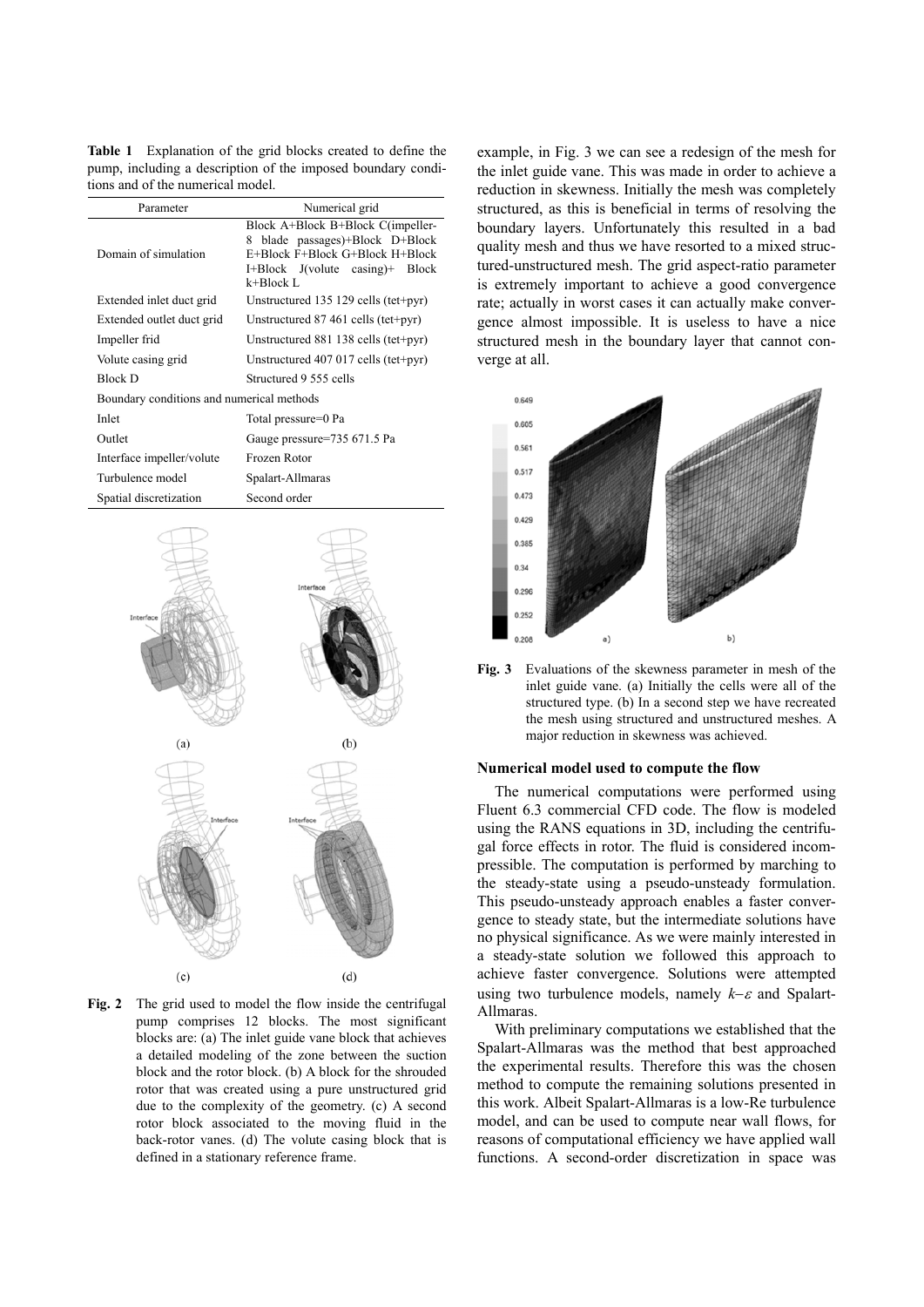**Table 1** Explanation of the grid blocks created to define the pump, including a description of the imposed boundary conditions and of the numerical model.

| Parameter | Numerical grid |
|---|---|
| Domain of simulation | Block A+Block B+Block C(impeller-8 blade passages)+Block D+Block E+Block F+Block G+Block H+Block I+Block J(volute casing)+ Block k+Block L |
| Extended inlet duct grid | Unstructured 135 129 cells (tet+pyr) |
| Extended outlet duct grid | Unstructured 87 461 cells (tet+pyr) |
| Impeller frid | Unstructured 881 138 cells (tet+pyr) |
| Volute casing grid | Unstructured 407 017 cells (tet+pyr) |
| Block D | Structured 9 555 cells |
| Boundary conditions and numerical methods | |
| Inlet | Total pressure=0 Pa |
| Outlet | Gauge pressure=735 671.5 Pa |
| Interface impeller/volute | Frozen Rotor |
| Turbulence model | Spalart-Allmaras |
| Spatial discretization | Second order |

**Fig. 2** The grid used to model the flow inside the centrifugal pump comprises 12 blocks. The most significant blocks are: (a) The inlet guide vane block that achieves a detailed modeling of the zone between the suction block and the rotor block. (b) A block for the shrouded rotor that was created using a pure unstructured grid due to the complexity of the geometry. (c) A second rotor block associated to the moving fluid in the back-rotor vanes. (d) The volute casing block that is defined in a stationary reference frame.

example, in Fig. 3 we can see a redesign of the mesh for the inlet guide vane. This was made in order to achieve a reduction in skewness. Initially the mesh was completely structured, as this is beneficial in terms of resolving the boundary layers. Unfortunately this resulted in a bad quality mesh and thus we have resorted to a mixed structured-unstructured mesh. The grid aspect-ratio parameter is extremely important to achieve a good convergence rate; actually in worst cases it can actually make convergence almost impossible. It is useless to have a nice structured mesh in the boundary layer that cannot converge at all.

**Fig. 3** Evaluations of the skewness parameter in mesh of the inlet guide vane. (a) Initially the cells were all of the structured type. (b) In a second step we have recreated the mesh using structured and unstructured meshes. A major reduction in skewness was achieved.

### Numerical model used to compute the flow

The numerical computations were performed using Fluent 6.3 commercial CFD code. The flow is modeled using the RANS equations in 3D, including the centrifugal force effects in rotor. The fluid is considered incompressible. The computation is performed by marching to the steady-state using a pseudo-unsteady formulation. This pseudo-unsteady approach enables a faster convergence to steady state, but the intermediate solutions have no physical significance. As we were mainly interested in a steady-state solution we followed this approach to achieve faster convergence. Solutions were attempted using two turbulence models, namely $k$–$\varepsilon$ and Spalart-Allmaras.

With preliminary computations we established that the Spalart-Allmaras was the method that best approached the experimental results. Therefore this was the chosen method to compute the remaining solutions presented in this work. Albeit Spalart-Allmaras is a low-Re turbulence model, and can be used to compute near wall flows, for reasons of computational efficiency we have applied wall functions. A second-order discretization in space was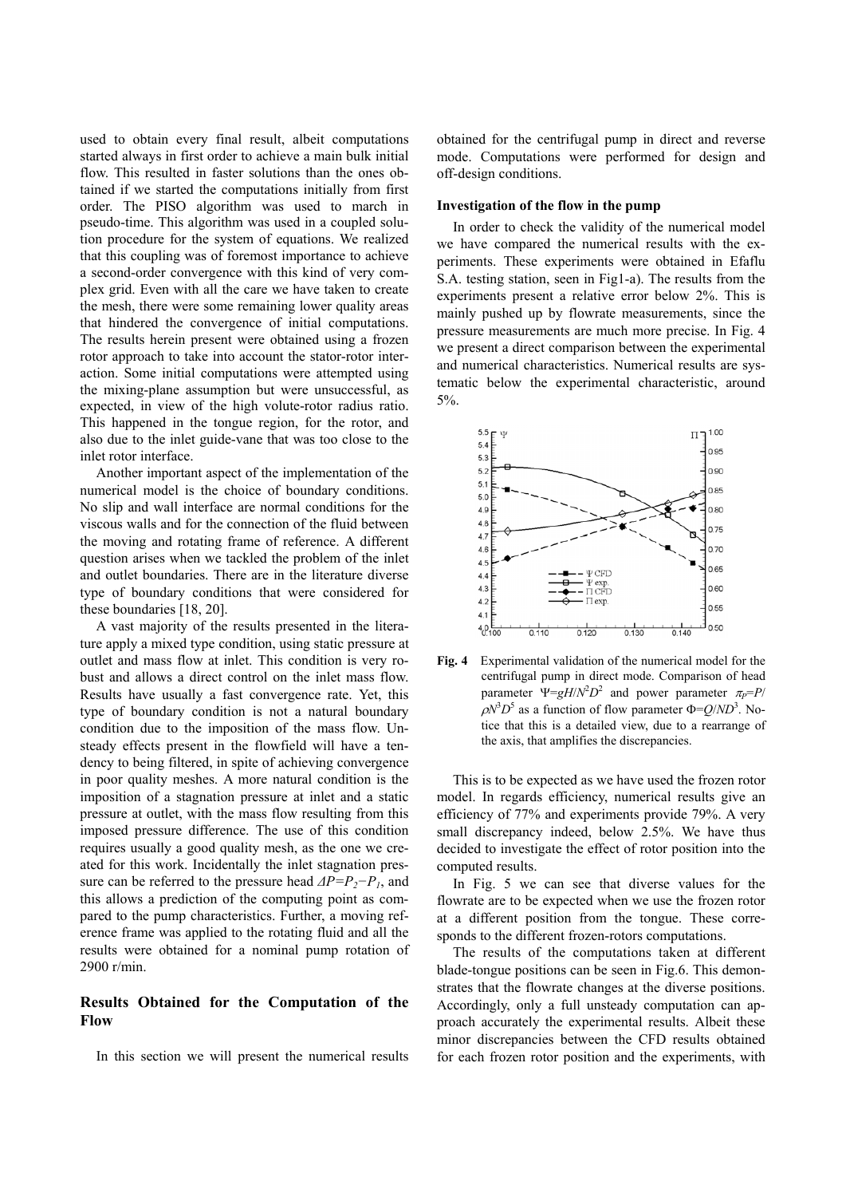used to obtain every final result, albeit computations started always in first order to achieve a main bulk initial flow. This resulted in faster solutions than the ones obtained if we started the computations initially from first order. The PISO algorithm was used to march in pseudo-time. This algorithm was used in a coupled solution procedure for the system of equations. We realized that this coupling was of foremost importance to achieve a second-order convergence with this kind of very complex grid. Even with all the care we have taken to create the mesh, there were some remaining lower quality areas that hindered the convergence of initial computations. The results herein present were obtained using a frozen rotor approach to take into account the stator-rotor interaction. Some initial computations were attempted using the mixing-plane assumption but were unsuccessful, as expected, in view of the high volute-rotor radius ratio. This happened in the tongue region, for the rotor, and also due to the inlet guide-vane that was too close to the inlet rotor interface.

Another important aspect of the implementation of the numerical model is the choice of boundary conditions. No slip and wall interface are normal conditions for the viscous walls and for the connection of the fluid between the moving and rotating frame of reference. A different question arises when we tackled the problem of the inlet and outlet boundaries. There are in the literature diverse type of boundary conditions that were considered for these boundaries [18, 20].

A vast majority of the results presented in the literature apply a mixed type condition, using static pressure at outlet and mass flow at inlet. This condition is very robust and allows a direct control on the inlet mass flow. Results have usually a fast convergence rate. Yet, this type of boundary condition is not a natural boundary condition due to the imposition of the mass flow. Unsteady effects present in the flowfield will have a tendency to being filtered, in spite of achieving convergence in poor quality meshes. A more natural condition is the imposition of a stagnation pressure at inlet and a static pressure at outlet, with the mass flow resulting from this imposed pressure difference. The use of this condition requires usually a good quality mesh, as the one we created for this work. Incidentally the inlet stagnation pressure can be referred to the pressure head $\Delta P=P_2-P_1$, and this allows a prediction of the computing point as compared to the pump characteristics. Further, a moving reference frame was applied to the rotating fluid and all the results were obtained for a nominal pump rotation of 2900 r/min.

## Results Obtained for the Computation of the Flow

In this section we will present the numerical results obtained for the centrifugal pump in direct and reverse mode. Computations were performed for design and off-design conditions.

### Investigation of the flow in the pump

In order to check the validity of the numerical model we have compared the numerical results with the experiments. These experiments were obtained in Efaflu S.A. testing station, seen in Fig1-a). The results from the experiments present a relative error below 2%. This is mainly pushed up by flowrate measurements, since the pressure measurements are much more precise. In Fig. 4 we present a direct comparison between the experimental and numerical characteristics. Numerical results are systematic below the experimental characteristic, around 5%.

**Fig. 4** Experimental validation of the numerical model for the centrifugal pump in direct mode. Comparison of head parameter $\Psi=gH/N^2D^2$ and power parameter $\pi_P=P/\rho N^3D^5$ as a function of flow parameter $\Phi=Q/ND^3$. Notice that this is a detailed view, due to a rearrange of the axis, that amplifies the discrepancies.

This is to be expected as we have used the frozen rotor model. In regards efficiency, numerical results give an efficiency of 77% and experiments provide 79%. A very small discrepancy indeed, below 2.5%. We have thus decided to investigate the effect of rotor position into the computed results.

In Fig. 5 we can see that diverse values for the flowrate are to be expected when we use the frozen rotor at a different position from the tongue. These corresponds to the different frozen-rotors computations.

The results of the computations taken at different blade-tongue positions can be seen in Fig.6. This demonstrates that the flowrate changes at the diverse positions. Accordingly, only a full unsteady computation can approach accurately the experimental results. Albeit these minor discrepancies between the CFD results obtained for each frozen rotor position and the experiments, with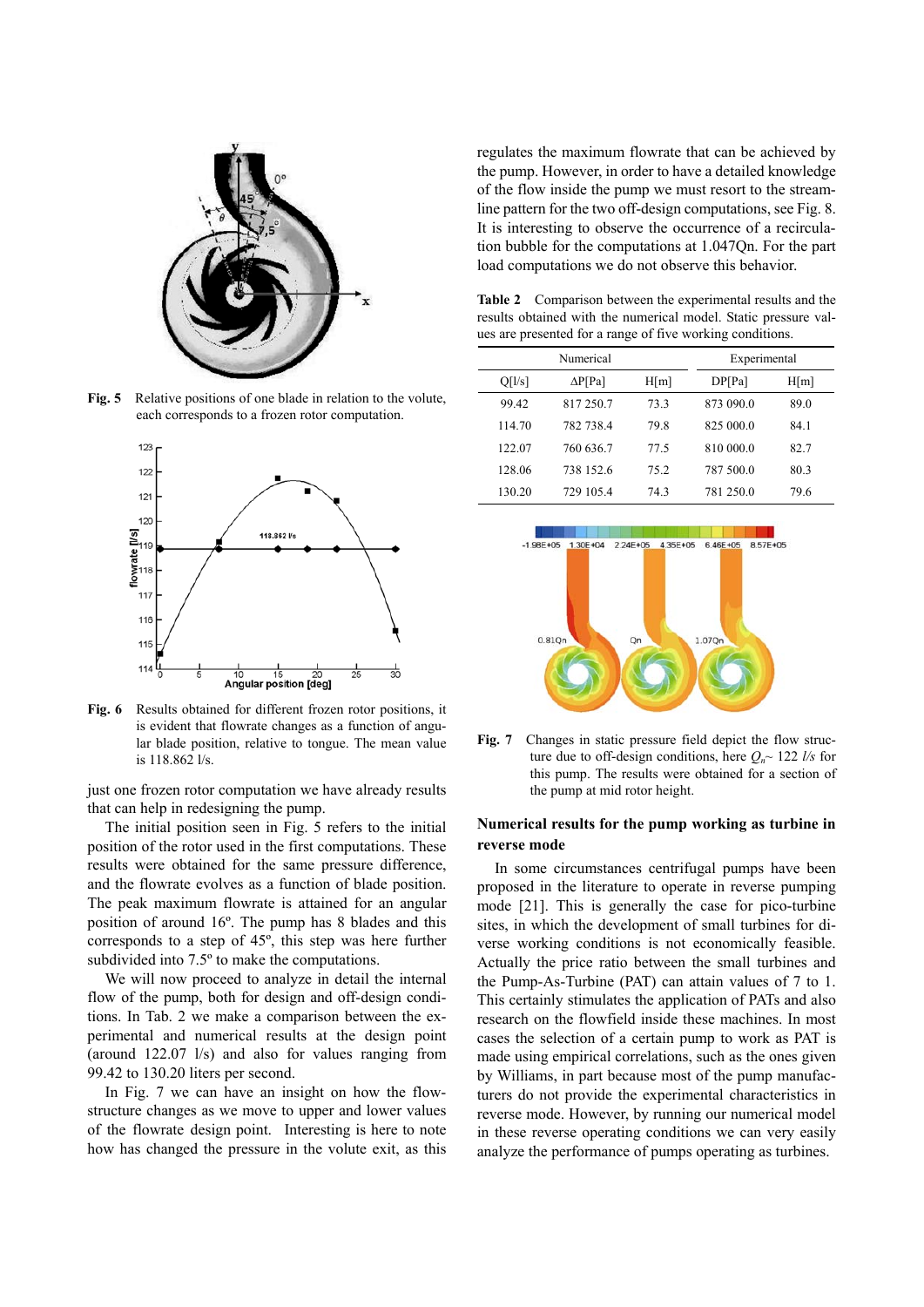Fig. 5 Relative positions of one blade in relation to the volute, each corresponds to a frozen rotor computation.

Fig. 6 Results obtained for different frozen rotor positions, it is evident that flowrate changes as a function of angular blade position, relative to tongue. The mean value is 118.862 l/s.

just one frozen rotor computation we have already results that can help in redesigning the pump.

The initial position seen in Fig. 5 refers to the initial position of the rotor used in the first computations. These results were obtained for the same pressure difference, and the flowrate evolves as a function of blade position. The peak maximum flowrate is attained for an angular position of around 16º. The pump has 8 blades and this corresponds to a step of 45º, this step was here further subdivided into 7.5º to make the computations.

We will now proceed to analyze in detail the internal flow of the pump, both for design and off-design conditions. In Tab. 2 we make a comparison between the experimental and numerical results at the design point (around 122.07 l/s) and also for values ranging from 99.42 to 130.20 liters per second.

In Fig. 7 we can have an insight on how the flowstructure changes as we move to upper and lower values of the flowrate design point. Interesting is here to note how has changed the pressure in the volute exit, as this regulates the maximum flowrate that can be achieved by the pump. However, in order to have a detailed knowledge of the flow inside the pump we must resort to the streamline pattern for the two off-design computations, see Fig. 8. It is interesting to observe the occurrence of a recirculation bubble for the computations at 1.047Qn. For the part load computations we do not observe this behavior.

**Table 2** Comparison between the experimental results and the results obtained with the numerical model. Static pressure values are presented for a range of five working conditions.

| Numerical | | | Experimental | |
|---|---|---|---|---|
| Q[l/s] | ΔP[Pa] | H[m] | DP[Pa] | H[m] |
| 99.42 | 817 250.7 | 73.3 | 873 090.0 | 89.0 |
| 114.70 | 782 738.4 | 79.8 | 825 000.0 | 84.1 |
| 122.07 | 760 636.7 | 77.5 | 810 000.0 | 82.7 |
| 128.06 | 738 152.6 | 75.2 | 787 500.0 | 80.3 |
| 130.20 | 729 105.4 | 74.3 | 781 250.0 | 79.6 |

Fig. 7 Changes in static pressure field depict the flow structure due to off-design conditions, here $Q_n$~ 122 *l/s* for this pump. The results were obtained for a section of the pump at mid rotor height.

### Numerical results for the pump working as turbine in reverse mode

In some circumstances centrifugal pumps have been proposed in the literature to operate in reverse pumping mode [21]. This is generally the case for pico-turbine sites, in which the development of small turbines for diverse working conditions is not economically feasible. Actually the price ratio between the small turbines and the Pump-As-Turbine (PAT) can attain values of 7 to 1. This certainly stimulates the application of PATs and also research on the flowfield inside these machines. In most cases the selection of a certain pump to work as PAT is made using empirical correlations, such as the ones given by Williams, in part because most of the pump manufacturers do not provide the experimental characteristics in reverse mode. However, by running our numerical model in these reverse operating conditions we can very easily analyze the performance of pumps operating as turbines.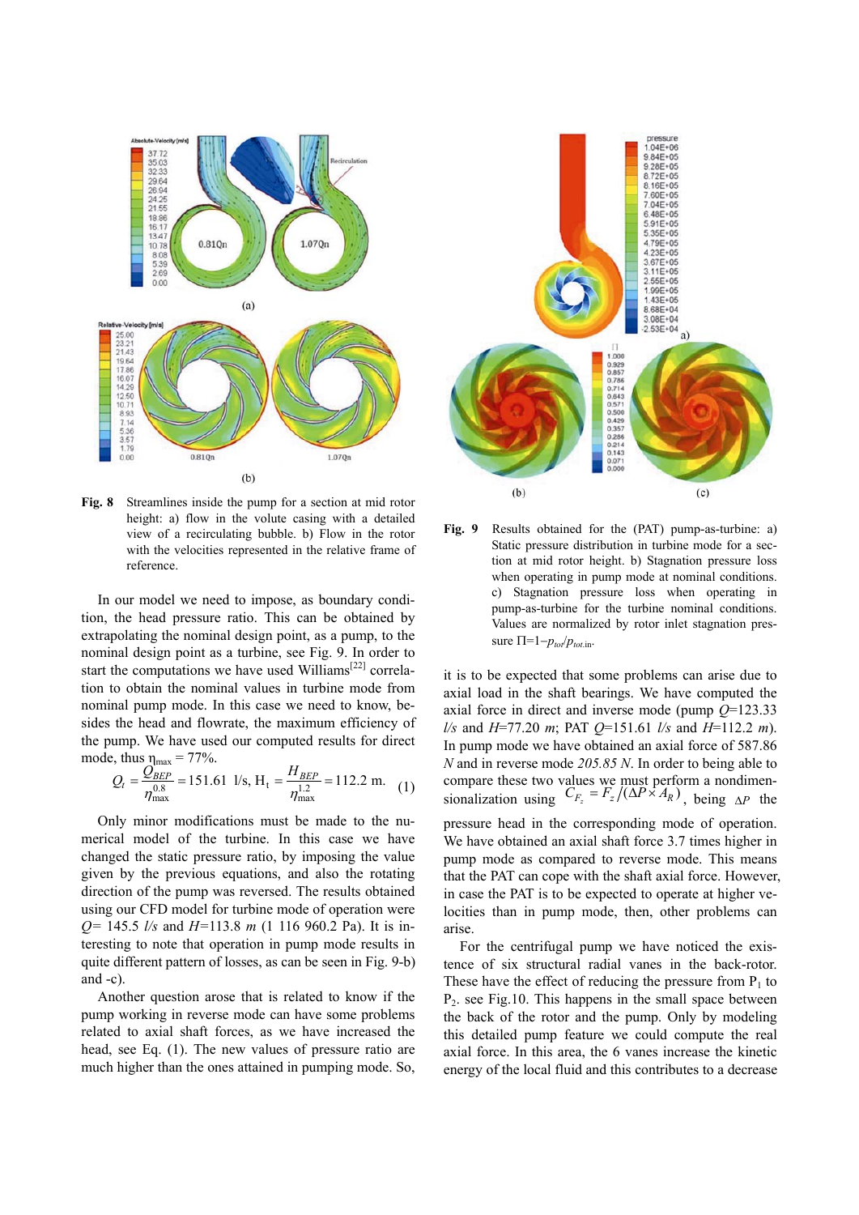**Fig. 8** Streamlines inside the pump for a section at mid rotor height: a) flow in the volute casing with a detailed view of a recirculating bubble. b) Flow in the rotor with the velocities represented in the relative frame of reference.

**Fig. 9** Results obtained for the (PAT) pump-as-turbine: a) Static pressure distribution in turbine mode for a section at mid rotor height. b) Stagnation pressure loss when operating in pump mode at nominal conditions. c) Stagnation pressure loss when operating in pump-as-turbine for the turbine nominal conditions. Values are normalized by rotor inlet stagnation pressure $\Pi=1-p_{tot}/p_{tot.in}$.

In our model we need to impose, as boundary condition, the head pressure ratio. This can be obtained by extrapolating the nominal design point, as a pump, to the nominal design point as a turbine, see Fig. 9. In order to start the computations we have used Williams[22] correlation to obtain the nominal values in turbine mode from nominal pump mode. In this case we need to know, besides the head and flowrate, the maximum efficiency of the pump. We have used our computed results for direct mode, thus $\eta_{\max} = 77\%$.

$$Q_t = \frac{Q_{BEP}}{\eta_{\max}^{0.8}} = 151.61 \text{ l/s}, \; H_t = \frac{H_{BEP}}{\eta_{\max}^{1.2}} = 112.2 \text{ m}. \quad (1)$$

Only minor modifications must be made to the numerical model of the turbine. In this case we have changed the static pressure ratio, by imposing the value given by the previous equations, and also the rotating direction of the pump was reversed. The results obtained using our CFD model for turbine mode of operation were $Q$= 145.5 *l/s* and $H$=113.8 *m* (1 116 960.2 Pa). It is interesting to note that operation in pump mode results in quite different pattern of losses, as can be seen in Fig. 9-b) and -c).

Another question arose that is related to know if the pump working in reverse mode can have some problems related to axial shaft forces, as we have increased the head, see Eq. (1). The new values of pressure ratio are much higher than the ones attained in pumping mode. So, it is to be expected that some problems can arise due to axial load in the shaft bearings. We have computed the axial force in direct and inverse mode (pump $Q$=123.33 *l/s* and $H$=77.20 *m*; PAT $Q$=151.61 *l/s* and $H$=112.2 *m*). In pump mode we have obtained an axial force of 587.86 *N* and in reverse mode *205.85 N*. In order to being able to compare these two values we must perform a nondimensionalization using $C_{F_z} = F_z/(\Delta P \times A_R)$, being $\Delta P$ the pressure head in the corresponding mode of operation. We have obtained an axial shaft force 3.7 times higher in pump mode as compared to reverse mode. This means that the PAT can cope with the shaft axial force. However, in case the PAT is to be expected to operate at higher velocities than in pump mode, then, other problems can arise.

For the centrifugal pump we have noticed the existence of six structural radial vanes in the back-rotor. These have the effect of reducing the pressure from $P_1$ to $P_2$. see Fig.10. This happens in the small space between the back of the rotor and the pump. Only by modeling this detailed pump feature we could compute the real axial force. In this area, the 6 vanes increase the kinetic energy of the local fluid and this contributes to a decrease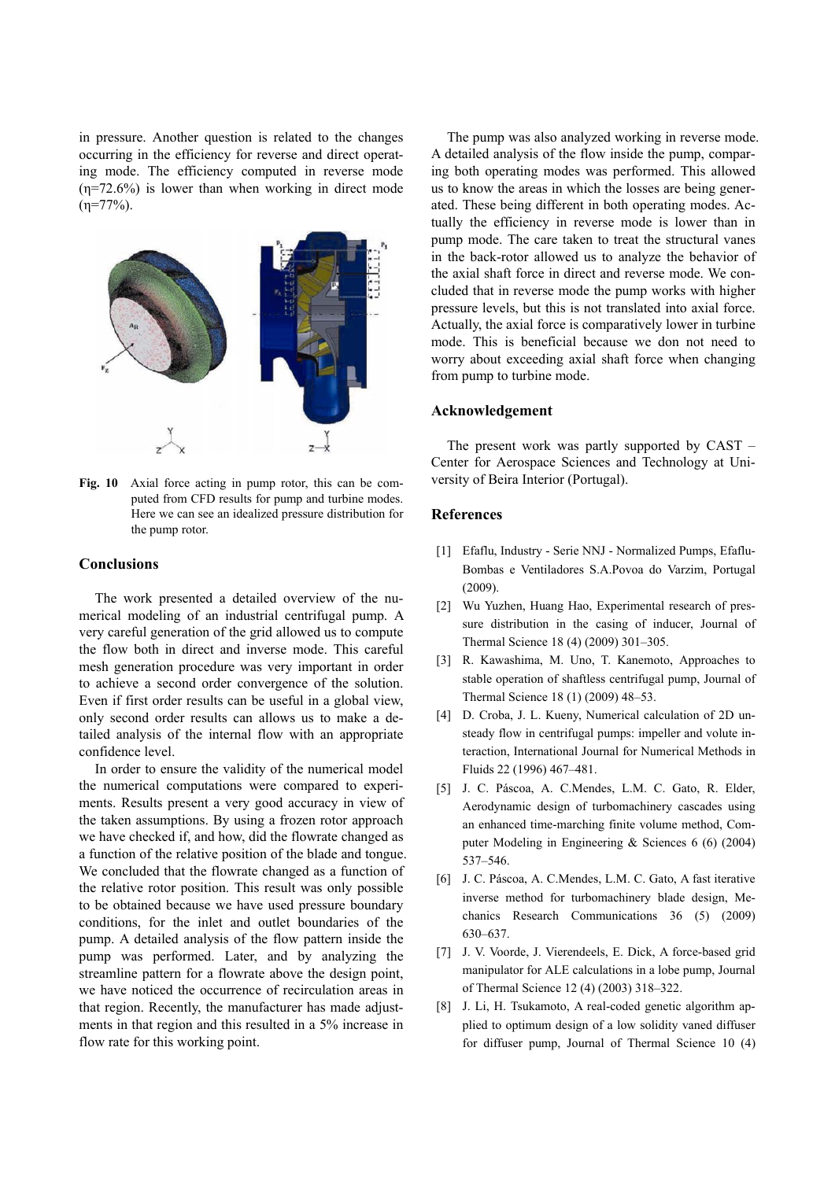in pressure. Another question is related to the changes occurring in the efficiency for reverse and direct operating mode. The efficiency computed in reverse mode ($\eta$=72.6%) is lower than when working in direct mode ($\eta$=77%).

**Fig. 10** Axial force acting in pump rotor, this can be computed from CFD results for pump and turbine modes. Here we can see an idealized pressure distribution for the pump rotor.

## Conclusions

The work presented a detailed overview of the numerical modeling of an industrial centrifugal pump. A very careful generation of the grid allowed us to compute the flow both in direct and inverse mode. This careful mesh generation procedure was very important in order to achieve a second order convergence of the solution. Even if first order results can be useful in a global view, only second order results can allows us to make a detailed analysis of the internal flow with an appropriate confidence level.

In order to ensure the validity of the numerical model the numerical computations were compared to experiments. Results present a very good accuracy in view of the taken assumptions. By using a frozen rotor approach we have checked if, and how, did the flowrate changed as a function of the relative position of the blade and tongue. We concluded that the flowrate changed as a function of the relative rotor position. This result was only possible to be obtained because we have used pressure boundary conditions, for the inlet and outlet boundaries of the pump. A detailed analysis of the flow pattern inside the pump was performed. Later, and by analyzing the streamline pattern for a flowrate above the design point, we have noticed the occurrence of recirculation areas in that region. Recently, the manufacturer has made adjustments in that region and this resulted in a 5% increase in flow rate for this working point.

The pump was also analyzed working in reverse mode. A detailed analysis of the flow inside the pump, comparing both operating modes was performed. This allowed us to know the areas in which the losses are being generated. These being different in both operating modes. Actually the efficiency in reverse mode is lower than in pump mode. The care taken to treat the structural vanes in the back-rotor allowed us to analyze the behavior of the axial shaft force in direct and reverse mode. We concluded that in reverse mode the pump works with higher pressure levels, but this is not translated into axial force. Actually, the axial force is comparatively lower in turbine mode. This is beneficial because we don not need to worry about exceeding axial shaft force when changing from pump to turbine mode.

## Acknowledgement

The present work was partly supported by CAST – Center for Aerospace Sciences and Technology at University of Beira Interior (Portugal).

## References

[1] Efaflu, Industry - Serie NNJ - Normalized Pumps, Efaflu-Bombas e Ventiladores S.A.Povoa do Varzim, Portugal (2009).

[2] Wu Yuzhen, Huang Hao, Experimental research of pressure distribution in the casing of inducer, Journal of Thermal Science 18 (4) (2009) 301–305.

[3] R. Kawashima, M. Uno, T. Kanemoto, Approaches to stable operation of shaftless centrifugal pump, Journal of Thermal Science 18 (1) (2009) 48–53.

[4] D. Croba, J. L. Kueny, Numerical calculation of 2D unsteady flow in centrifugal pumps: impeller and volute interaction, International Journal for Numerical Methods in Fluids 22 (1996) 467–481.

[5] J. C. Páscoa, A. C.Mendes, L.M. C. Gato, R. Elder, Aerodynamic design of turbomachinery cascades using an enhanced time-marching finite volume method, Computer Modeling in Engineering & Sciences 6 (6) (2004) 537–546.

[6] J. C. Páscoa, A. C.Mendes, L.M. C. Gato, A fast iterative inverse method for turbomachinery blade design, Mechanics Research Communications 36 (5) (2009) 630–637.

[7] J. V. Voorde, J. Vierendeels, E. Dick, A force-based grid manipulator for ALE calculations in a lobe pump, Journal of Thermal Science 12 (4) (2003) 318–322.

[8] J. Li, H. Tsukamoto, A real-coded genetic algorithm applied to optimum design of a low solidity vaned diffuser for diffuser pump, Journal of Thermal Science 10 (4)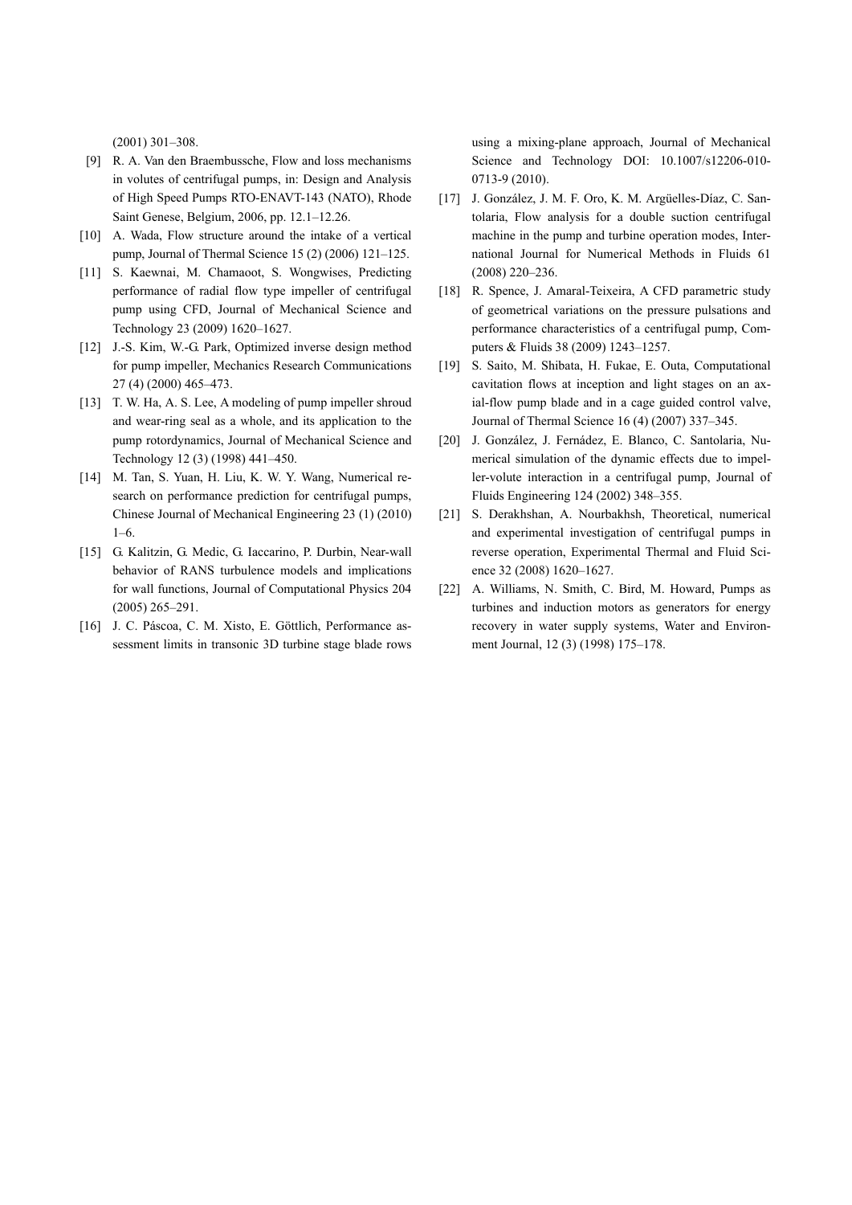(2001) 301–308.

[9] R. A. Van den Braembussche, Flow and loss mechanisms in volutes of centrifugal pumps, in: Design and Analysis of High Speed Pumps RTO-ENAVT-143 (NATO), Rhode Saint Genese, Belgium, 2006, pp. 12.1–12.26.

[10] A. Wada, Flow structure around the intake of a vertical pump, Journal of Thermal Science 15 (2) (2006) 121–125.

[11] S. Kaewnai, M. Chamaoot, S. Wongwises, Predicting performance of radial flow type impeller of centrifugal pump using CFD, Journal of Mechanical Science and Technology 23 (2009) 1620–1627.

[12] J.-S. Kim, W.-G. Park, Optimized inverse design method for pump impeller, Mechanics Research Communications 27 (4) (2000) 465–473.

[13] T. W. Ha, A. S. Lee, A modeling of pump impeller shroud and wear-ring seal as a whole, and its application to the pump rotordynamics, Journal of Mechanical Science and Technology 12 (3) (1998) 441–450.

[14] M. Tan, S. Yuan, H. Liu, K. W. Y. Wang, Numerical research on performance prediction for centrifugal pumps, Chinese Journal of Mechanical Engineering 23 (1) (2010) 1–6.

[15] G. Kalitzin, G. Medic, G. Iaccarino, P. Durbin, Near-wall behavior of RANS turbulence models and implications for wall functions, Journal of Computational Physics 204 (2005) 265–291.

[16] J. C. Páscoa, C. M. Xisto, E. Göttlich, Performance assessment limits in transonic 3D turbine stage blade rows using a mixing-plane approach, Journal of Mechanical Science and Technology DOI: 10.1007/s12206-010-0713-9 (2010).

[17] J. González, J. M. F. Oro, K. M. Argüelles-Díaz, C. Santolaria, Flow analysis for a double suction centrifugal machine in the pump and turbine operation modes, International Journal for Numerical Methods in Fluids 61 (2008) 220–236.

[18] R. Spence, J. Amaral-Teixeira, A CFD parametric study of geometrical variations on the pressure pulsations and performance characteristics of a centrifugal pump, Computers & Fluids 38 (2009) 1243–1257.

[19] S. Saito, M. Shibata, H. Fukae, E. Outa, Computational cavitation flows at inception and light stages on an axial-flow pump blade and in a cage guided control valve, Journal of Thermal Science 16 (4) (2007) 337–345.

[20] J. González, J. Fernádez, E. Blanco, C. Santolaria, Numerical simulation of the dynamic effects due to impeller-volute interaction in a centrifugal pump, Journal of Fluids Engineering 124 (2002) 348–355.

[21] S. Derakhshan, A. Nourbakhsh, Theoretical, numerical and experimental investigation of centrifugal pumps in reverse operation, Experimental Thermal and Fluid Science 32 (2008) 1620–1627.

[22] A. Williams, N. Smith, C. Bird, M. Howard, Pumps as turbines and induction motors as generators for energy recovery in water supply systems, Water and Environment Journal, 12 (3) (1998) 175–178.